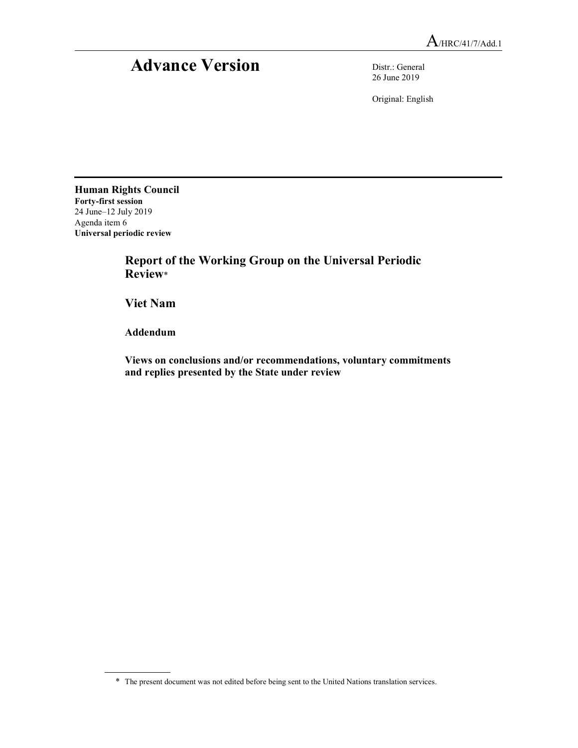A/HRC/41/7/Add.1

# Advance Version

Distr.: General
26 June 2019

Original: English

**Human Rights Council**
**Forty-first session**
24 June–12 July 2019
Agenda item 6
**Universal periodic review**

## Report of the Working Group on the Universal Periodic Review*

## Viet Nam

### Addendum

### Views on conclusions and/or recommendations, voluntary commitments and replies presented by the State under review

---

\* The present document was not edited before being sent to the United Nations translation services.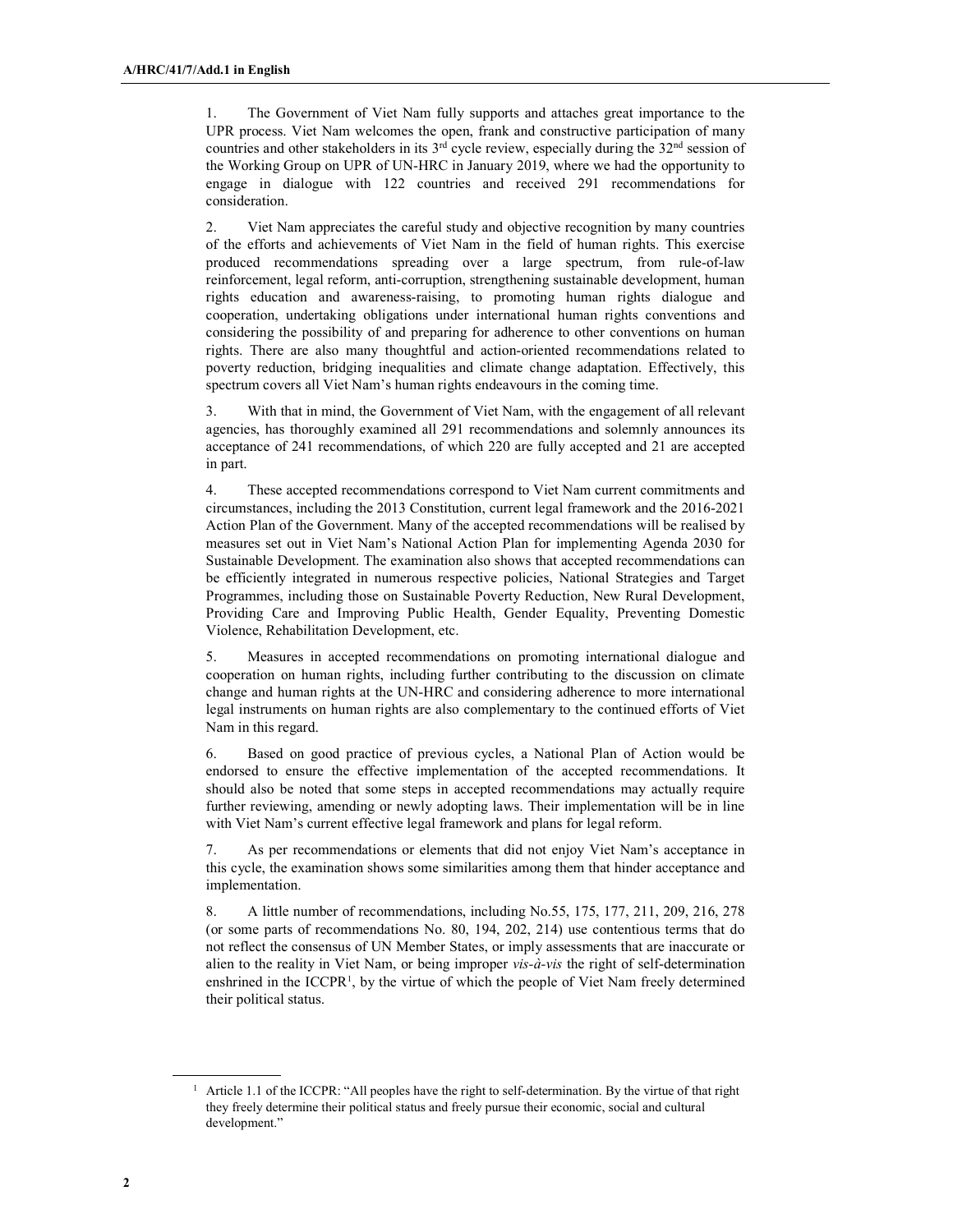1. The Government of Viet Nam fully supports and attaches great importance to the UPR process. Viet Nam welcomes the open, frank and constructive participation of many countries and other stakeholders in its 3rd cycle review, especially during the 32nd session of the Working Group on UPR of UN-HRC in January 2019, where we had the opportunity to engage in dialogue with 122 countries and received 291 recommendations for consideration.

2. Viet Nam appreciates the careful study and objective recognition by many countries of the efforts and achievements of Viet Nam in the field of human rights. This exercise produced recommendations spreading over a large spectrum, from rule-of-law reinforcement, legal reform, anti-corruption, strengthening sustainable development, human rights education and awareness-raising, to promoting human rights dialogue and cooperation, undertaking obligations under international human rights conventions and considering the possibility of and preparing for adherence to other conventions on human rights. There are also many thoughtful and action-oriented recommendations related to poverty reduction, bridging inequalities and climate change adaptation. Effectively, this spectrum covers all Viet Nam's human rights endeavours in the coming time.

3. With that in mind, the Government of Viet Nam, with the engagement of all relevant agencies, has thoroughly examined all 291 recommendations and solemnly announces its acceptance of 241 recommendations, of which 220 are fully accepted and 21 are accepted in part.

4. These accepted recommendations correspond to Viet Nam current commitments and circumstances, including the 2013 Constitution, current legal framework and the 2016-2021 Action Plan of the Government. Many of the accepted recommendations will be realised by measures set out in Viet Nam's National Action Plan for implementing Agenda 2030 for Sustainable Development. The examination also shows that accepted recommendations can be efficiently integrated in numerous respective policies, National Strategies and Target Programmes, including those on Sustainable Poverty Reduction, New Rural Development, Providing Care and Improving Public Health, Gender Equality, Preventing Domestic Violence, Rehabilitation Development, etc.

5. Measures in accepted recommendations on promoting international dialogue and cooperation on human rights, including further contributing to the discussion on climate change and human rights at the UN-HRC and considering adherence to more international legal instruments on human rights are also complementary to the continued efforts of Viet Nam in this regard.

6. Based on good practice of previous cycles, a National Plan of Action would be endorsed to ensure the effective implementation of the accepted recommendations. It should also be noted that some steps in accepted recommendations may actually require further reviewing, amending or newly adopting laws. Their implementation will be in line with Viet Nam's current effective legal framework and plans for legal reform.

7. As per recommendations or elements that did not enjoy Viet Nam's acceptance in this cycle, the examination shows some similarities among them that hinder acceptance and implementation.

8. A little number of recommendations, including No.55, 175, 177, 211, 209, 216, 278 (or some parts of recommendations No. 80, 194, 202, 214) use contentious terms that do not reflect the consensus of UN Member States, or imply assessments that are inaccurate or alien to the reality in Viet Nam, or being improper *vis-à-vis* the right of self-determination enshrined in the ICCPR[1], by the virtue of which the people of Viet Nam freely determined their political status.

[1] Article 1.1 of the ICCPR: "All peoples have the right to self-determination. By the virtue of that right they freely determine their political status and freely pursue their economic, social and cultural development."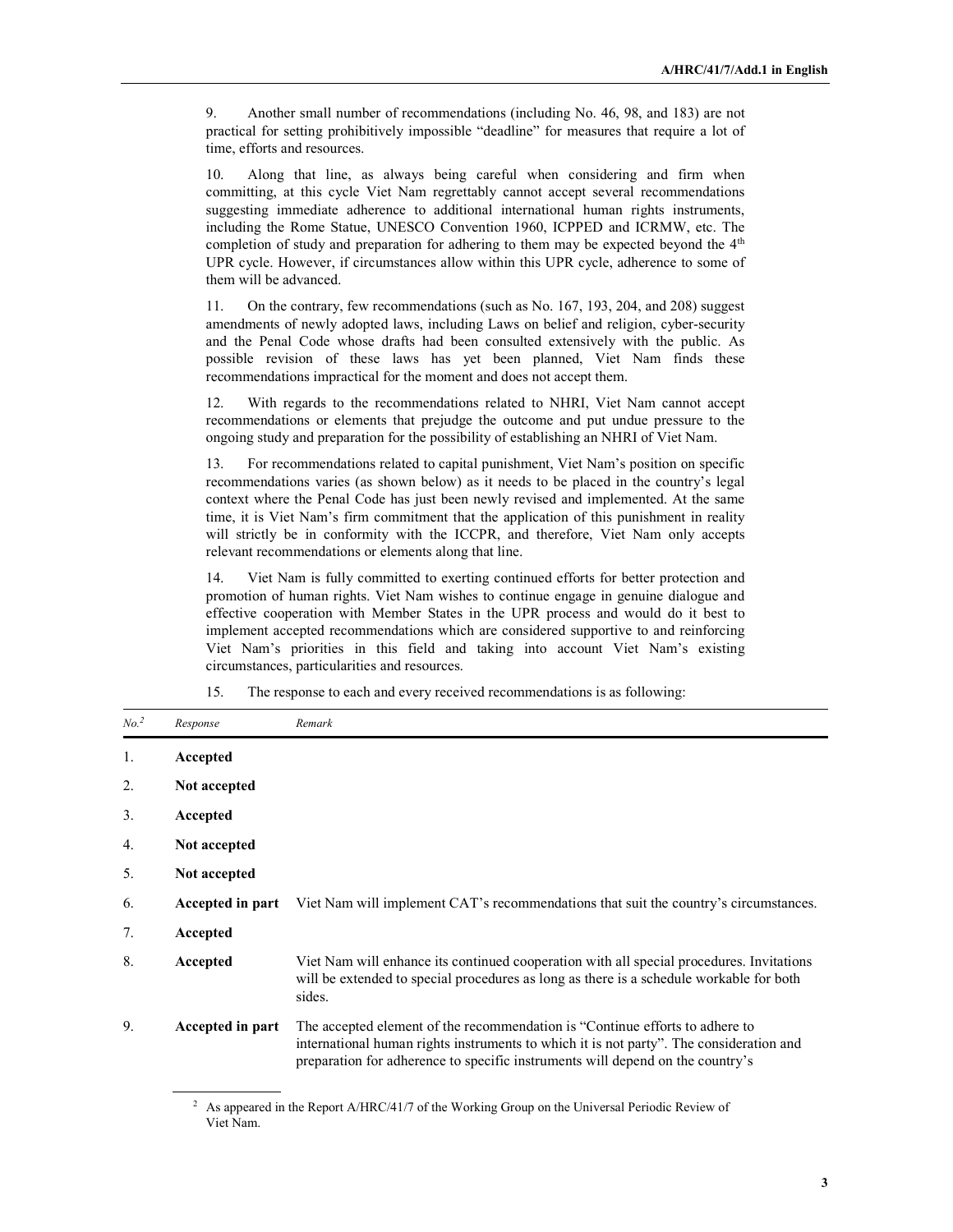9. Another small number of recommendations (including No. 46, 98, and 183) are not practical for setting prohibitively impossible "deadline" for measures that require a lot of time, efforts and resources.

10. Along that line, as always being careful when considering and firm when committing, at this cycle Viet Nam regrettably cannot accept several recommendations suggesting immediate adherence to additional international human rights instruments, including the Rome Statue, UNESCO Convention 1960, ICPPED and ICRMW, etc. The completion of study and preparation for adhering to them may be expected beyond the 4th UPR cycle. However, if circumstances allow within this UPR cycle, adherence to some of them will be advanced.

11. On the contrary, few recommendations (such as No. 167, 193, 204, and 208) suggest amendments of newly adopted laws, including Laws on belief and religion, cyber-security and the Penal Code whose drafts had been consulted extensively with the public. As possible revision of these laws has yet been planned, Viet Nam finds these recommendations impractical for the moment and does not accept them.

12. With regards to the recommendations related to NHRI, Viet Nam cannot accept recommendations or elements that prejudge the outcome and put undue pressure to the ongoing study and preparation for the possibility of establishing an NHRI of Viet Nam.

13. For recommendations related to capital punishment, Viet Nam's position on specific recommendations varies (as shown below) as it needs to be placed in the country's legal context where the Penal Code has just been newly revised and implemented. At the same time, it is Viet Nam's firm commitment that the application of this punishment in reality will strictly be in conformity with the ICCPR, and therefore, Viet Nam only accepts relevant recommendations or elements along that line.

14. Viet Nam is fully committed to exerting continued efforts for better protection and promotion of human rights. Viet Nam wishes to continue engage in genuine dialogue and effective cooperation with Member States in the UPR process and would do it best to implement accepted recommendations which are considered supportive to and reinforcing Viet Nam's priorities in this field and taking into account Viet Nam's existing circumstances, particularities and resources.

15. The response to each and every received recommendations is as following:

| *No.*[2] | *Response* | *Remark* |
|---|---|---|
| 1. | **Accepted** | |
| 2. | **Not accepted** | |
| 3. | **Accepted** | |
| 4. | **Not accepted** | |
| 5. | **Not accepted** | |
| 6. | **Accepted in part** | Viet Nam will implement CAT's recommendations that suit the country's circumstances. |
| 7. | **Accepted** | |
| 8. | **Accepted** | Viet Nam will enhance its continued cooperation with all special procedures. Invitations will be extended to special procedures as long as there is a schedule workable for both sides. |
| 9. | **Accepted in part** | The accepted element of the recommendation is "Continue efforts to adhere to international human rights instruments to which it is not party". The consideration and preparation for adherence to specific instruments will depend on the country's |

[2] As appeared in the Report A/HRC/41/7 of the Working Group on the Universal Periodic Review of Viet Nam.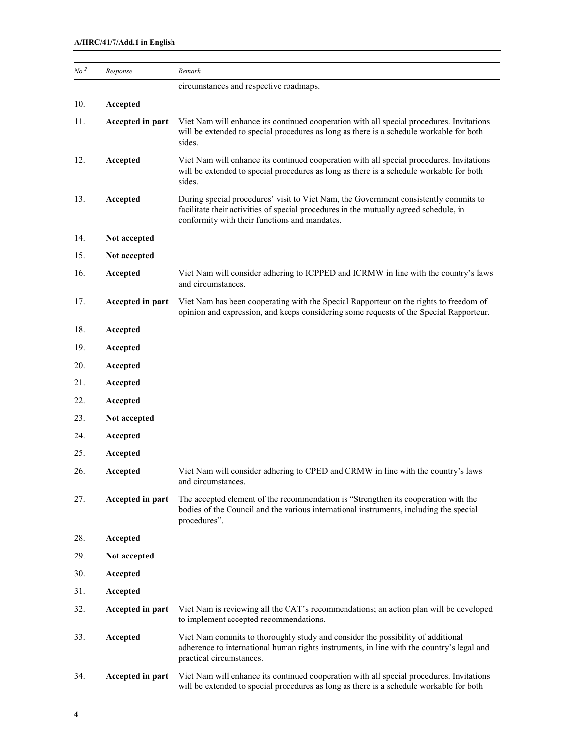| No.[2] | Response | Remark |
|---|---|---|
| | | circumstances and respective roadmaps. |
| 10. | **Accepted** | |
| 11. | **Accepted in part** | Viet Nam will enhance its continued cooperation with all special procedures. Invitations will be extended to special procedures as long as there is a schedule workable for both sides. |
| 12. | **Accepted** | Viet Nam will enhance its continued cooperation with all special procedures. Invitations will be extended to special procedures as long as there is a schedule workable for both sides. |
| 13. | **Accepted** | During special procedures' visit to Viet Nam, the Government consistently commits to facilitate their activities of special procedures in the mutually agreed schedule, in conformity with their functions and mandates. |
| 14. | **Not accepted** | |
| 15. | **Not accepted** | |
| 16. | **Accepted** | Viet Nam will consider adhering to ICPPED and ICRMW in line with the country's laws and circumstances. |
| 17. | **Accepted in part** | Viet Nam has been cooperating with the Special Rapporteur on the rights to freedom of opinion and expression, and keeps considering some requests of the Special Rapporteur. |
| 18. | **Accepted** | |
| 19. | **Accepted** | |
| 20. | **Accepted** | |
| 21. | **Accepted** | |
| 22. | **Accepted** | |
| 23. | **Not accepted** | |
| 24. | **Accepted** | |
| 25. | **Accepted** | |
| 26. | **Accepted** | Viet Nam will consider adhering to CPED and CRMW in line with the country's laws and circumstances. |
| 27. | **Accepted in part** | The accepted element of the recommendation is "Strengthen its cooperation with the bodies of the Council and the various international instruments, including the special procedures". |
| 28. | **Accepted** | |
| 29. | **Not accepted** | |
| 30. | **Accepted** | |
| 31. | **Accepted** | |
| 32. | **Accepted in part** | Viet Nam is reviewing all the CAT's recommendations; an action plan will be developed to implement accepted recommendations. |
| 33. | **Accepted** | Viet Nam commits to thoroughly study and consider the possibility of additional adherence to international human rights instruments, in line with the country's legal and practical circumstances. |
| 34. | **Accepted in part** | Viet Nam will enhance its continued cooperation with all special procedures. Invitations will be extended to special procedures as long as there is a schedule workable for both |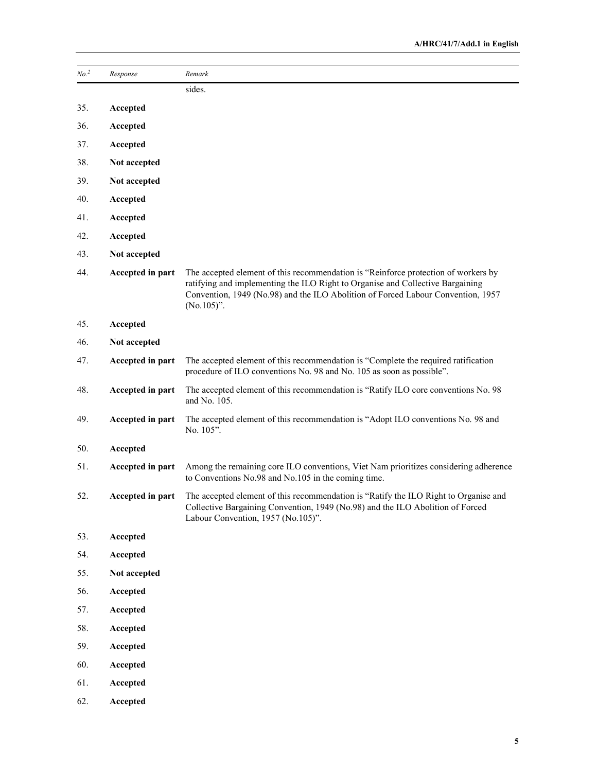| No.[2] | Response | Remark |
|---|---|---|
| | | sides. |
| 35. | **Accepted** | |
| 36. | **Accepted** | |
| 37. | **Accepted** | |
| 38. | **Not accepted** | |
| 39. | **Not accepted** | |
| 40. | **Accepted** | |
| 41. | **Accepted** | |
| 42. | **Accepted** | |
| 43. | **Not accepted** | |
| 44. | **Accepted in part** | The accepted element of this recommendation is "Reinforce protection of workers by ratifying and implementing the ILO Right to Organise and Collective Bargaining Convention, 1949 (No.98) and the ILO Abolition of Forced Labour Convention, 1957 (No.105)". |
| 45. | **Accepted** | |
| 46. | **Not accepted** | |
| 47. | **Accepted in part** | The accepted element of this recommendation is "Complete the required ratification procedure of ILO conventions No. 98 and No. 105 as soon as possible". |
| 48. | **Accepted in part** | The accepted element of this recommendation is "Ratify ILO core conventions No. 98 and No. 105. |
| 49. | **Accepted in part** | The accepted element of this recommendation is "Adopt ILO conventions No. 98 and No. 105". |
| 50. | **Accepted** | |
| 51. | **Accepted in part** | Among the remaining core ILO conventions, Viet Nam prioritizes considering adherence to Conventions No.98 and No.105 in the coming time. |
| 52. | **Accepted in part** | The accepted element of this recommendation is "Ratify the ILO Right to Organise and Collective Bargaining Convention, 1949 (No.98) and the ILO Abolition of Forced Labour Convention, 1957 (No.105)". |
| 53. | **Accepted** | |
| 54. | **Accepted** | |
| 55. | **Not accepted** | |
| 56. | **Accepted** | |
| 57. | **Accepted** | |
| 58. | **Accepted** | |
| 59. | **Accepted** | |
| 60. | **Accepted** | |
| 61. | **Accepted** | |
| 62. | **Accepted** | |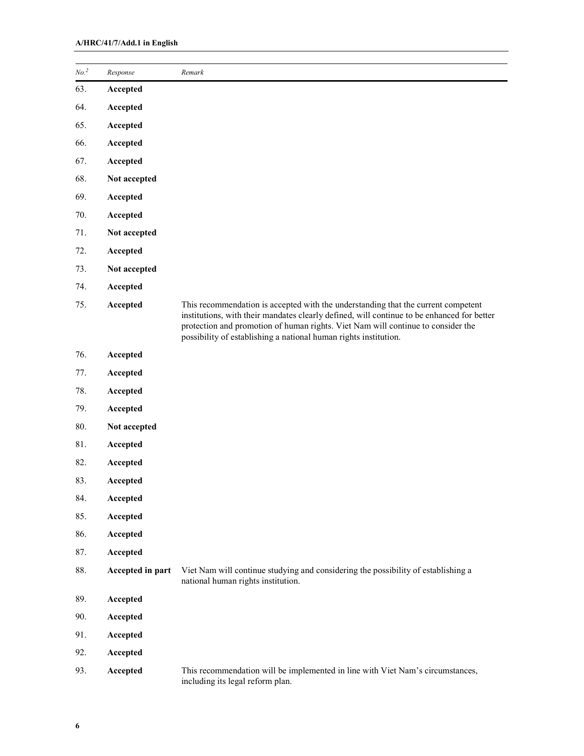| *No.*[2] | *Response* | *Remark* |
|---|---|---|
| 63. | **Accepted** | |
| 64. | **Accepted** | |
| 65. | **Accepted** | |
| 66. | **Accepted** | |
| 67. | **Accepted** | |
| 68. | **Not accepted** | |
| 69. | **Accepted** | |
| 70. | **Accepted** | |
| 71. | **Not accepted** | |
| 72. | **Accepted** | |
| 73. | **Not accepted** | |
| 74. | **Accepted** | |
| 75. | **Accepted** | This recommendation is accepted with the understanding that the current competent institutions, with their mandates clearly defined, will continue to be enhanced for better protection and promotion of human rights. Viet Nam will continue to consider the possibility of establishing a national human rights institution. |
| 76. | **Accepted** | |
| 77. | **Accepted** | |
| 78. | **Accepted** | |
| 79. | **Accepted** | |
| 80. | **Not accepted** | |
| 81. | **Accepted** | |
| 82. | **Accepted** | |
| 83. | **Accepted** | |
| 84. | **Accepted** | |
| 85. | **Accepted** | |
| 86. | **Accepted** | |
| 87. | **Accepted** | |
| 88. | **Accepted in part** | Viet Nam will continue studying and considering the possibility of establishing a national human rights institution. |
| 89. | **Accepted** | |
| 90. | **Accepted** | |
| 91. | **Accepted** | |
| 92. | **Accepted** | |
| 93. | **Accepted** | This recommendation will be implemented in line with Viet Nam's circumstances, including its legal reform plan. |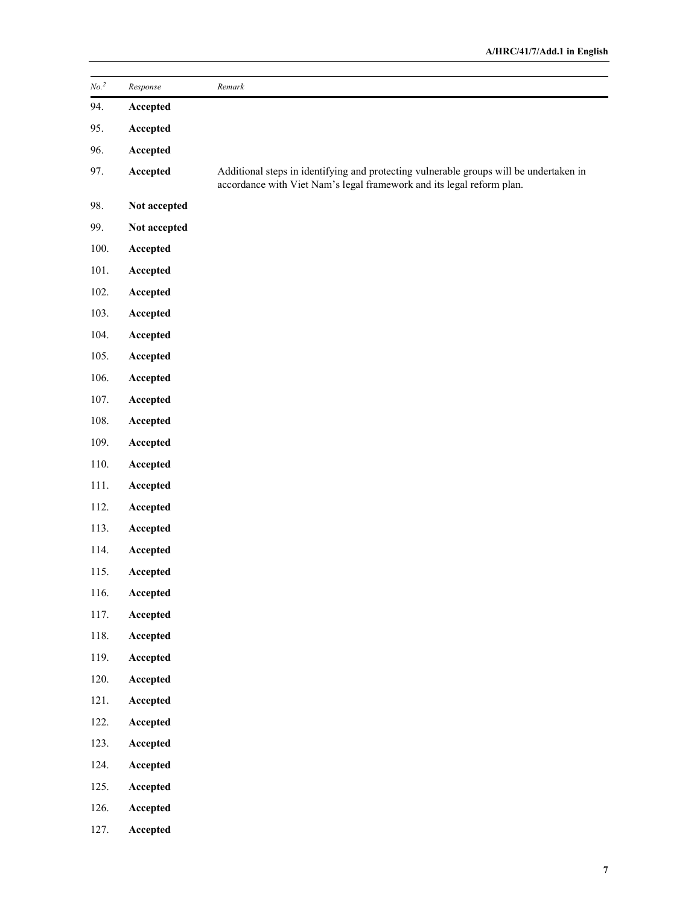| *No.*[2] | *Response* | *Remark* |
|---|---|---|
| 94. | **Accepted** | |
| 95. | **Accepted** | |
| 96. | **Accepted** | |
| 97. | **Accepted** | Additional steps in identifying and protecting vulnerable groups will be undertaken in accordance with Viet Nam's legal framework and its legal reform plan. |
| 98. | **Not accepted** | |
| 99. | **Not accepted** | |
| 100. | **Accepted** | |
| 101. | **Accepted** | |
| 102. | **Accepted** | |
| 103. | **Accepted** | |
| 104. | **Accepted** | |
| 105. | **Accepted** | |
| 106. | **Accepted** | |
| 107. | **Accepted** | |
| 108. | **Accepted** | |
| 109. | **Accepted** | |
| 110. | **Accepted** | |
| 111. | **Accepted** | |
| 112. | **Accepted** | |
| 113. | **Accepted** | |
| 114. | **Accepted** | |
| 115. | **Accepted** | |
| 116. | **Accepted** | |
| 117. | **Accepted** | |
| 118. | **Accepted** | |
| 119. | **Accepted** | |
| 120. | **Accepted** | |
| 121. | **Accepted** | |
| 122. | **Accepted** | |
| 123. | **Accepted** | |
| 124. | **Accepted** | |
| 125. | **Accepted** | |
| 126. | **Accepted** | |
| 127. | **Accepted** | |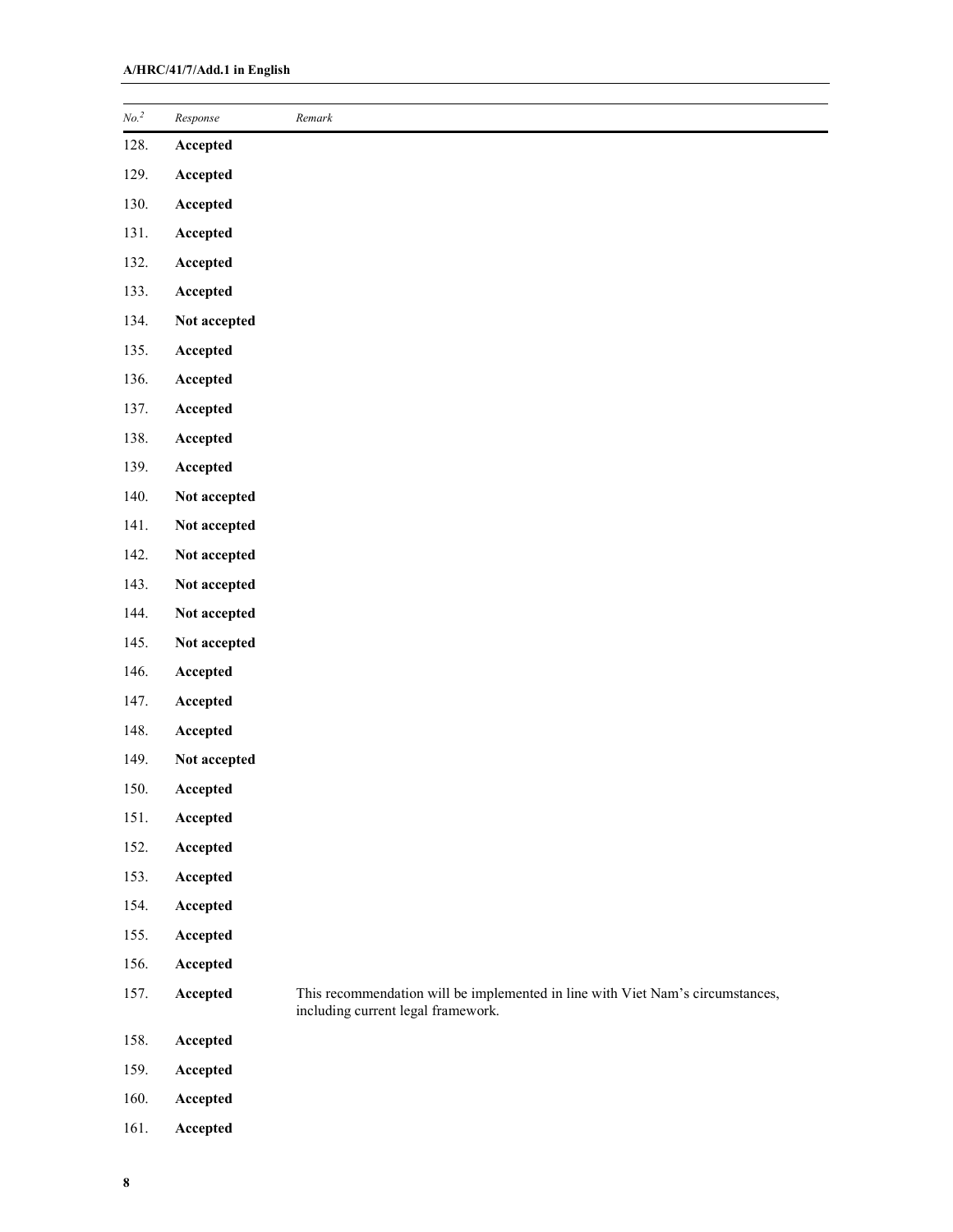| *No.*[2] | *Response* | *Remark* |
|---|---|---|
| 128. | **Accepted** | |
| 129. | **Accepted** | |
| 130. | **Accepted** | |
| 131. | **Accepted** | |
| 132. | **Accepted** | |
| 133. | **Accepted** | |
| 134. | **Not accepted** | |
| 135. | **Accepted** | |
| 136. | **Accepted** | |
| 137. | **Accepted** | |
| 138. | **Accepted** | |
| 139. | **Accepted** | |
| 140. | **Not accepted** | |
| 141. | **Not accepted** | |
| 142. | **Not accepted** | |
| 143. | **Not accepted** | |
| 144. | **Not accepted** | |
| 145. | **Not accepted** | |
| 146. | **Accepted** | |
| 147. | **Accepted** | |
| 148. | **Accepted** | |
| 149. | **Not accepted** | |
| 150. | **Accepted** | |
| 151. | **Accepted** | |
| 152. | **Accepted** | |
| 153. | **Accepted** | |
| 154. | **Accepted** | |
| 155. | **Accepted** | |
| 156. | **Accepted** | |
| 157. | **Accepted** | This recommendation will be implemented in line with Viet Nam's circumstances, including current legal framework. |
| 158. | **Accepted** | |
| 159. | **Accepted** | |
| 160. | **Accepted** | |
| 161. | **Accepted** | |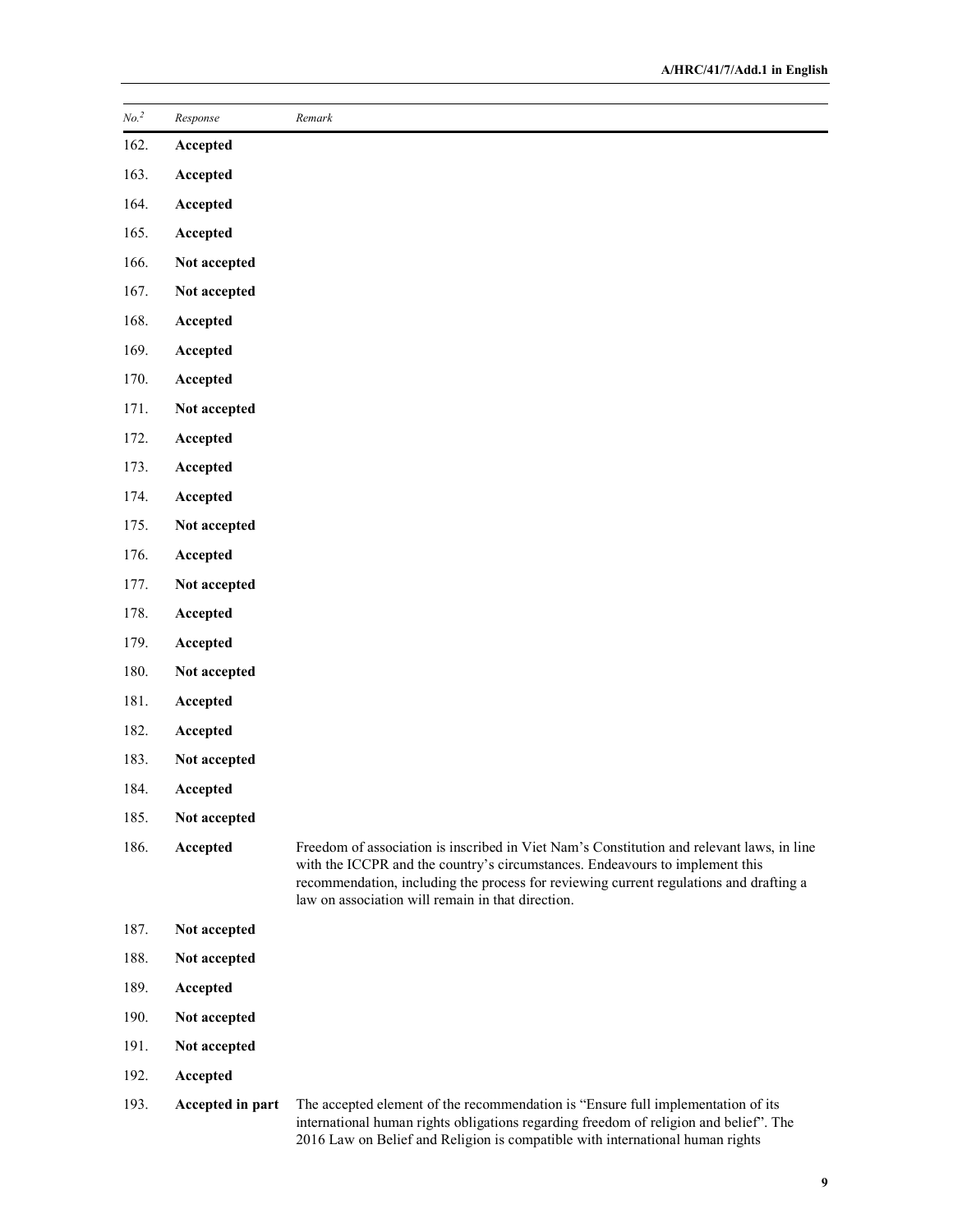| No.[2] | Response | Remark |
|---|---|---|
| 162. | **Accepted** | |
| 163. | **Accepted** | |
| 164. | **Accepted** | |
| 165. | **Accepted** | |
| 166. | **Not accepted** | |
| 167. | **Not accepted** | |
| 168. | **Accepted** | |
| 169. | **Accepted** | |
| 170. | **Accepted** | |
| 171. | **Not accepted** | |
| 172. | **Accepted** | |
| 173. | **Accepted** | |
| 174. | **Accepted** | |
| 175. | **Not accepted** | |
| 176. | **Accepted** | |
| 177. | **Not accepted** | |
| 178. | **Accepted** | |
| 179. | **Accepted** | |
| 180. | **Not accepted** | |
| 181. | **Accepted** | |
| 182. | **Accepted** | |
| 183. | **Not accepted** | |
| 184. | **Accepted** | |
| 185. | **Not accepted** | |
| 186. | **Accepted** | Freedom of association is inscribed in Viet Nam's Constitution and relevant laws, in line with the ICCPR and the country's circumstances. Endeavours to implement this recommendation, including the process for reviewing current regulations and drafting a law on association will remain in that direction. |
| 187. | **Not accepted** | |
| 188. | **Not accepted** | |
| 189. | **Accepted** | |
| 190. | **Not accepted** | |
| 191. | **Not accepted** | |
| 192. | **Accepted** | |
| 193. | **Accepted in part** | The accepted element of the recommendation is "Ensure full implementation of its international human rights obligations regarding freedom of religion and belief". The 2016 Law on Belief and Religion is compatible with international human rights |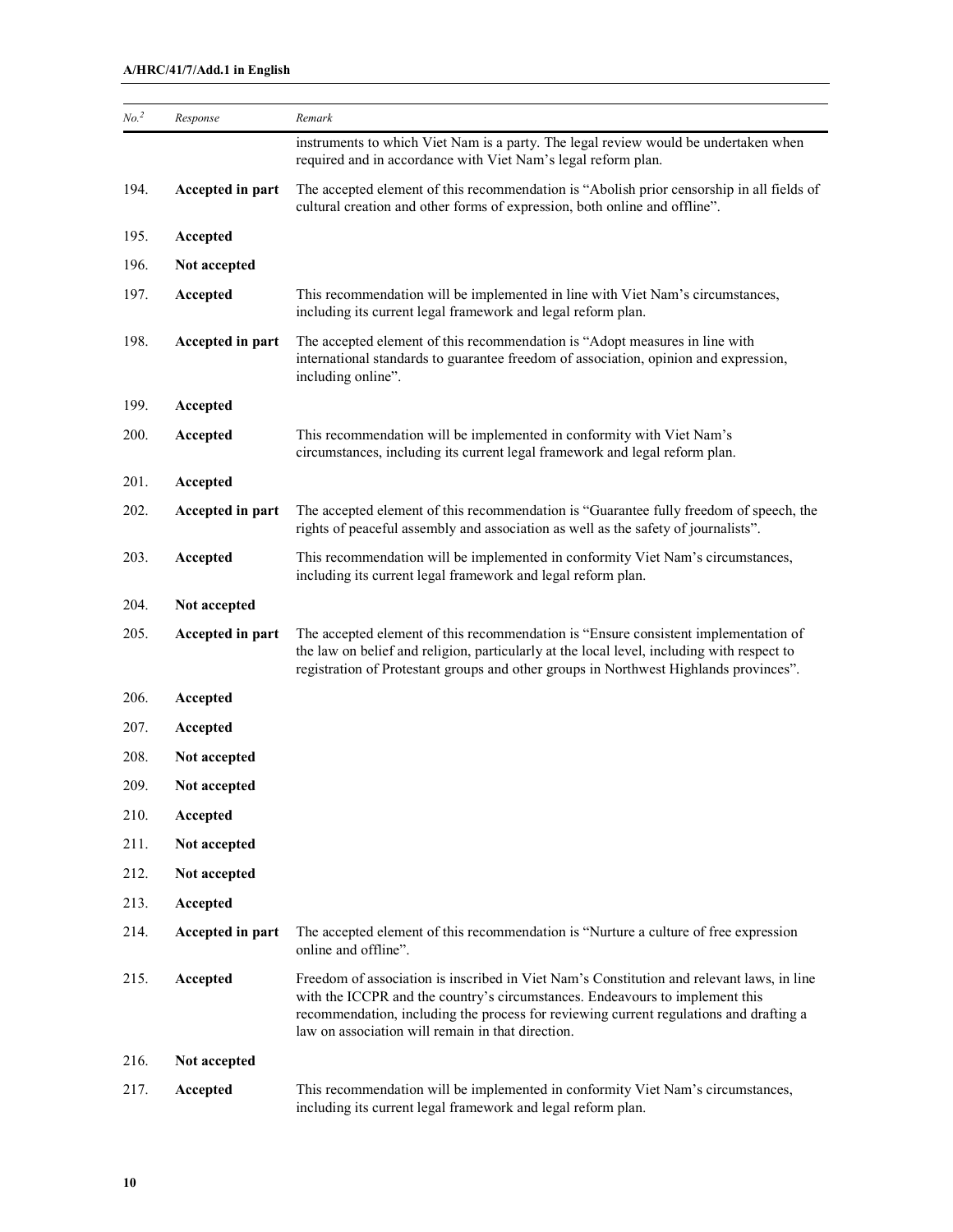| No.[2] | Response | Remark |
|---|---|---|
| | | instruments to which Viet Nam is a party. The legal review would be undertaken when required and in accordance with Viet Nam's legal reform plan. |
| 194. | **Accepted in part** | The accepted element of this recommendation is "Abolish prior censorship in all fields of cultural creation and other forms of expression, both online and offline". |
| 195. | **Accepted** | |
| 196. | **Not accepted** | |
| 197. | **Accepted** | This recommendation will be implemented in line with Viet Nam's circumstances, including its current legal framework and legal reform plan. |
| 198. | **Accepted in part** | The accepted element of this recommendation is "Adopt measures in line with international standards to guarantee freedom of association, opinion and expression, including online". |
| 199. | **Accepted** | |
| 200. | **Accepted** | This recommendation will be implemented in conformity with Viet Nam's circumstances, including its current legal framework and legal reform plan. |
| 201. | **Accepted** | |
| 202. | **Accepted in part** | The accepted element of this recommendation is "Guarantee fully freedom of speech, the rights of peaceful assembly and association as well as the safety of journalists". |
| 203. | **Accepted** | This recommendation will be implemented in conformity Viet Nam's circumstances, including its current legal framework and legal reform plan. |
| 204. | **Not accepted** | |
| 205. | **Accepted in part** | The accepted element of this recommendation is "Ensure consistent implementation of the law on belief and religion, particularly at the local level, including with respect to registration of Protestant groups and other groups in Northwest Highlands provinces". |
| 206. | **Accepted** | |
| 207. | **Accepted** | |
| 208. | **Not accepted** | |
| 209. | **Not accepted** | |
| 210. | **Accepted** | |
| 211. | **Not accepted** | |
| 212. | **Not accepted** | |
| 213. | **Accepted** | |
| 214. | **Accepted in part** | The accepted element of this recommendation is "Nurture a culture of free expression online and offline". |
| 215. | **Accepted** | Freedom of association is inscribed in Viet Nam's Constitution and relevant laws, in line with the ICCPR and the country's circumstances. Endeavours to implement this recommendation, including the process for reviewing current regulations and drafting a law on association will remain in that direction. |
| 216. | **Not accepted** | |
| 217. | **Accepted** | This recommendation will be implemented in conformity Viet Nam's circumstances, including its current legal framework and legal reform plan. |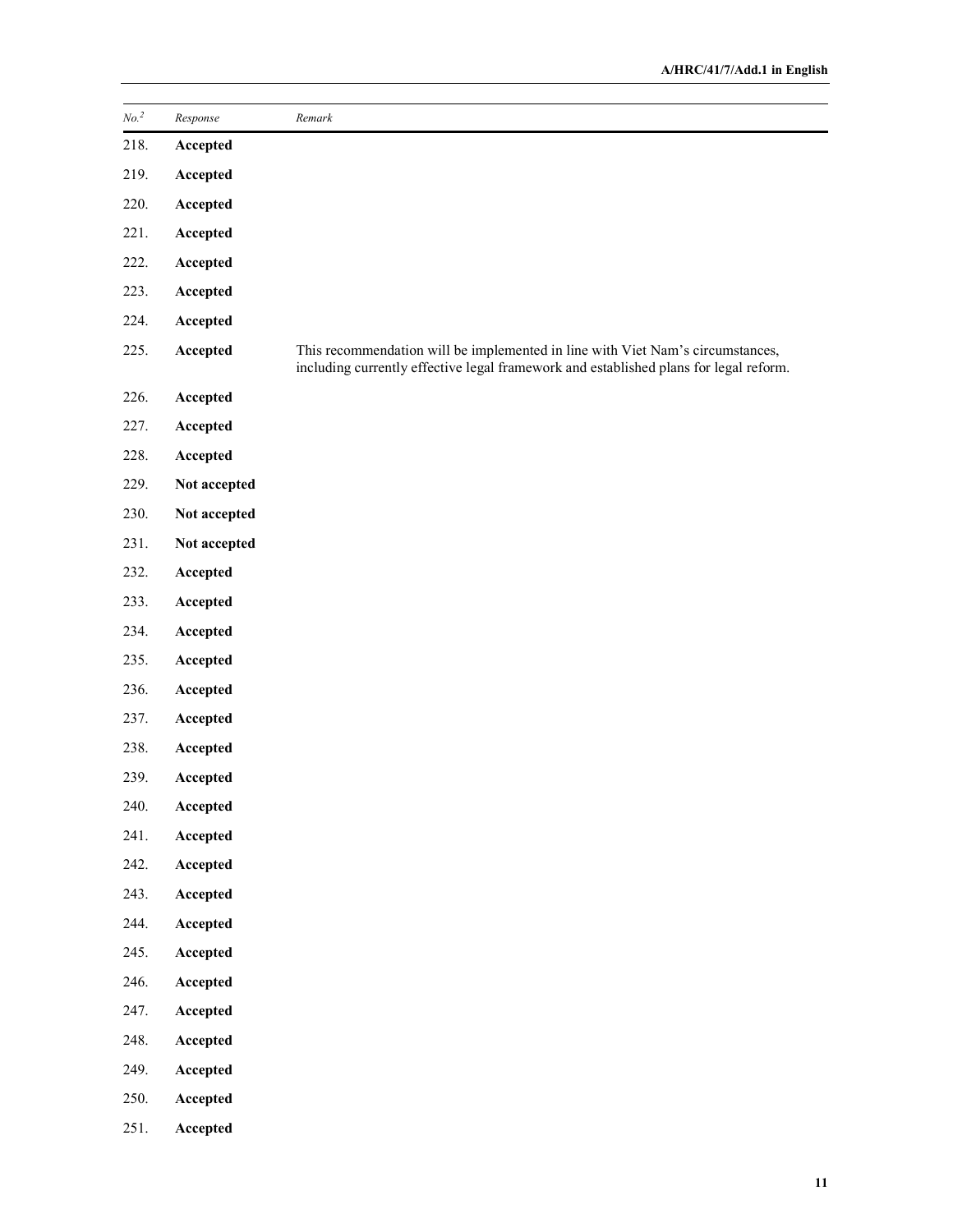| No.[2] | Response | Remark |
|---|---|---|
| 218. | **Accepted** | |
| 219. | **Accepted** | |
| 220. | **Accepted** | |
| 221. | **Accepted** | |
| 222. | **Accepted** | |
| 223. | **Accepted** | |
| 224. | **Accepted** | |
| 225. | **Accepted** | This recommendation will be implemented in line with Viet Nam's circumstances, including currently effective legal framework and established plans for legal reform. |
| 226. | **Accepted** | |
| 227. | **Accepted** | |
| 228. | **Accepted** | |
| 229. | **Not accepted** | |
| 230. | **Not accepted** | |
| 231. | **Not accepted** | |
| 232. | **Accepted** | |
| 233. | **Accepted** | |
| 234. | **Accepted** | |
| 235. | **Accepted** | |
| 236. | **Accepted** | |
| 237. | **Accepted** | |
| 238. | **Accepted** | |
| 239. | **Accepted** | |
| 240. | **Accepted** | |
| 241. | **Accepted** | |
| 242. | **Accepted** | |
| 243. | **Accepted** | |
| 244. | **Accepted** | |
| 245. | **Accepted** | |
| 246. | **Accepted** | |
| 247. | **Accepted** | |
| 248. | **Accepted** | |
| 249. | **Accepted** | |
| 250. | **Accepted** | |
| 251. | **Accepted** | |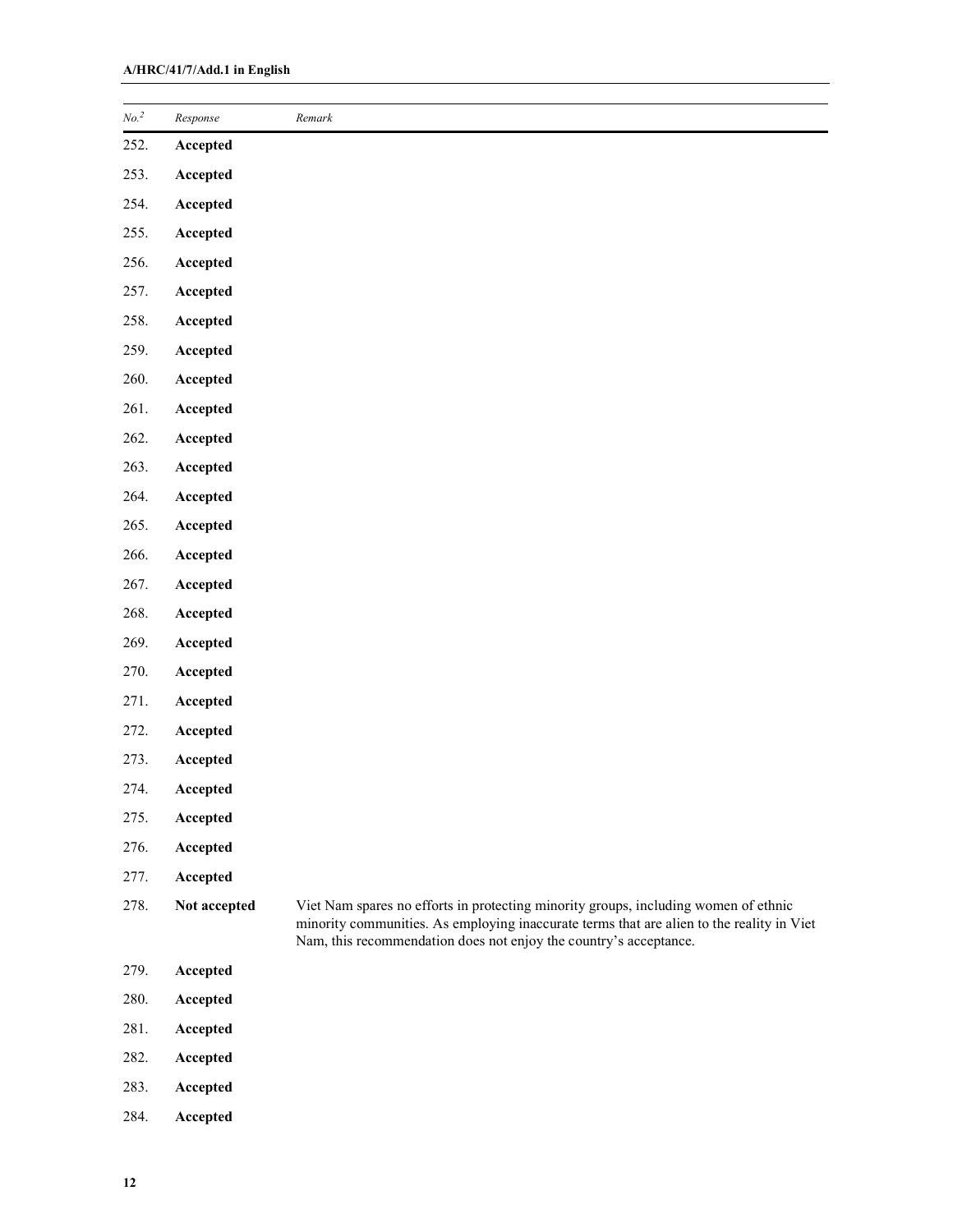| No.[2] | Response | Remark |
|---|---|---|
| 252. | **Accepted** | |
| 253. | **Accepted** | |
| 254. | **Accepted** | |
| 255. | **Accepted** | |
| 256. | **Accepted** | |
| 257. | **Accepted** | |
| 258. | **Accepted** | |
| 259. | **Accepted** | |
| 260. | **Accepted** | |
| 261. | **Accepted** | |
| 262. | **Accepted** | |
| 263. | **Accepted** | |
| 264. | **Accepted** | |
| 265. | **Accepted** | |
| 266. | **Accepted** | |
| 267. | **Accepted** | |
| 268. | **Accepted** | |
| 269. | **Accepted** | |
| 270. | **Accepted** | |
| 271. | **Accepted** | |
| 272. | **Accepted** | |
| 273. | **Accepted** | |
| 274. | **Accepted** | |
| 275. | **Accepted** | |
| 276. | **Accepted** | |
| 277. | **Accepted** | |
| 278. | **Not accepted** | Viet Nam spares no efforts in protecting minority groups, including women of ethnic minority communities. As employing inaccurate terms that are alien to the reality in Viet Nam, this recommendation does not enjoy the country's acceptance. |
| 279. | **Accepted** | |
| 280. | **Accepted** | |
| 281. | **Accepted** | |
| 282. | **Accepted** | |
| 283. | **Accepted** | |
| 284. | **Accepted** | |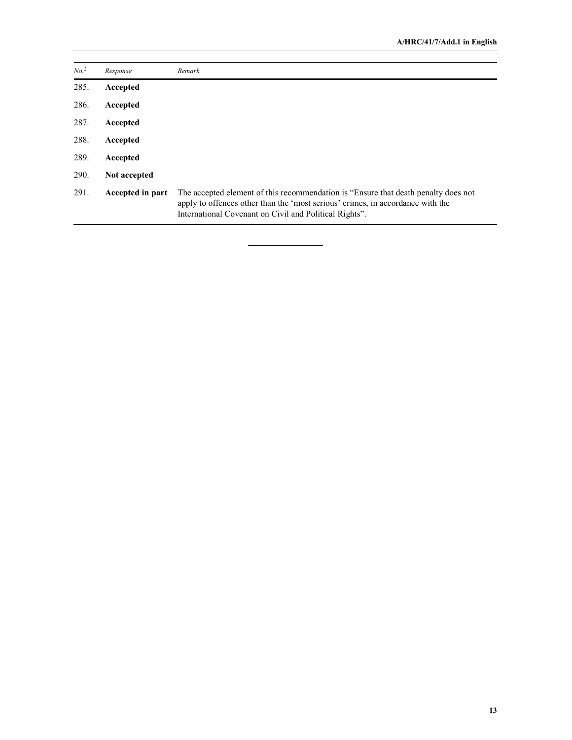| No.[2] | Response | Remark |
| --- | --- | --- |
| 285. | **Accepted** | |
| 286. | **Accepted** | |
| 287. | **Accepted** | |
| 288. | **Accepted** | |
| 289. | **Accepted** | |
| 290. | **Not accepted** | |
| 291. | **Accepted in part** | The accepted element of this recommendation is "Ensure that death penalty does not apply to offences other than the 'most serious' crimes, in accordance with the International Covenant on Civil and Political Rights". |